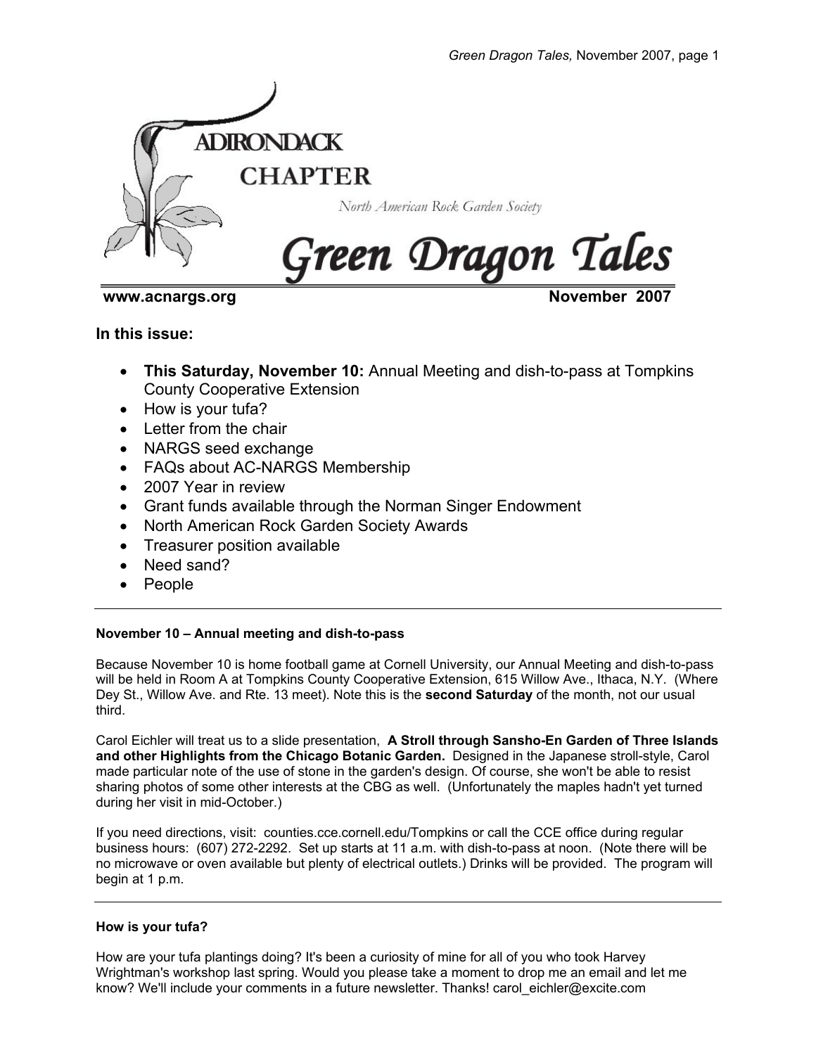# ADIRONDACK CHAPTER

North American Rock Garden Society

# Green Dragon Tales

**www.acnargs.org** **November 2007**

## In this issue:

- **This Saturday, November 10:** Annual Meeting and dish-to-pass at Tompkins County Cooperative Extension
- How is your tufa?
- Letter from the chair
- NARGS seed exchange
- FAQs about AC-NARGS Membership
- 2007 Year in review
- Grant funds available through the Norman Singer Endowment
- North American Rock Garden Society Awards
- Treasurer position available
- Need sand?
- People

---

#### November 10 – Annual meeting and dish-to-pass

Because November 10 is home football game at Cornell University, our Annual Meeting and dish-to-pass will be held in Room A at Tompkins County Cooperative Extension, 615 Willow Ave., Ithaca, N.Y. (Where Dey St., Willow Ave. and Rte. 13 meet). Note this is the **second Saturday** of the month, not our usual third.

Carol Eichler will treat us to a slide presentation, **A Stroll through Sansho-En Garden of Three Islands and other Highlights from the Chicago Botanic Garden.** Designed in the Japanese stroll-style, Carol made particular note of the use of stone in the garden's design. Of course, she won't be able to resist sharing photos of some other interests at the CBG as well. (Unfortunately the maples hadn't yet turned during her visit in mid-October.)

If you need directions, visit: counties.cce.cornell.edu/Tompkins or call the CCE office during regular business hours: (607) 272-2292. Set up starts at 11 a.m. with dish-to-pass at noon. (Note there will be no microwave or oven available but plenty of electrical outlets.) Drinks will be provided. The program will begin at 1 p.m.

---

#### How is your tufa?

How are your tufa plantings doing? It's been a curiosity of mine for all of you who took Harvey Wrightman's workshop last spring. Would you please take a moment to drop me an email and let me know? We'll include your comments in a future newsletter. Thanks! carol_eichler@excite.com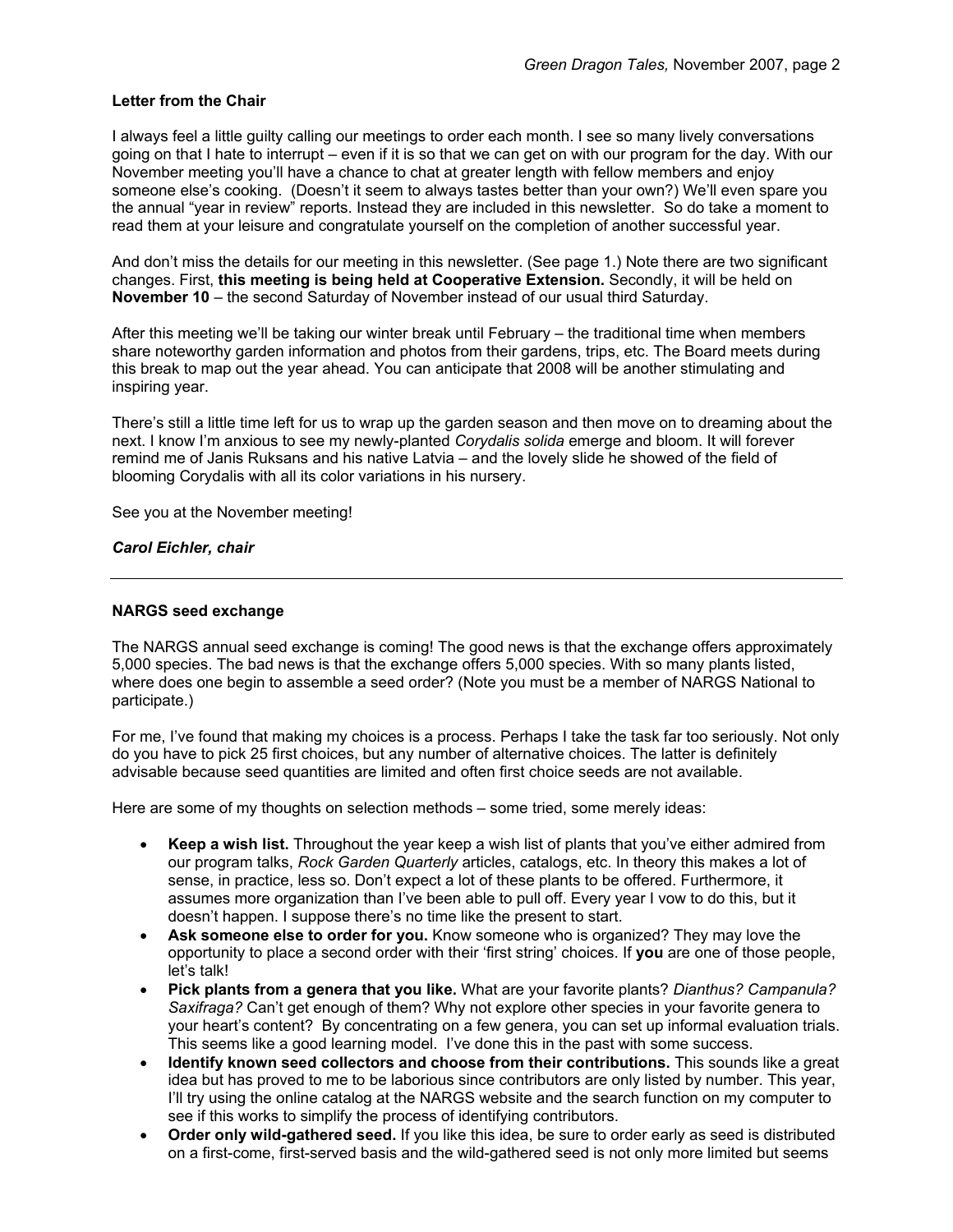### Letter from the Chair

I always feel a little guilty calling our meetings to order each month. I see so many lively conversations going on that I hate to interrupt – even if it is so that we can get on with our program for the day. With our November meeting you'll have a chance to chat at greater length with fellow members and enjoy someone else's cooking. (Doesn't it seem to always tastes better than your own?) We'll even spare you the annual "year in review" reports. Instead they are included in this newsletter. So do take a moment to read them at your leisure and congratulate yourself on the completion of another successful year.

And don't miss the details for our meeting in this newsletter. (See page 1.) Note there are two significant changes. First, **this meeting is being held at Cooperative Extension.** Secondly, it will be held on **November 10** – the second Saturday of November instead of our usual third Saturday.

After this meeting we'll be taking our winter break until February – the traditional time when members share noteworthy garden information and photos from their gardens, trips, etc. The Board meets during this break to map out the year ahead. You can anticipate that 2008 will be another stimulating and inspiring year.

There's still a little time left for us to wrap up the garden season and then move on to dreaming about the next. I know I'm anxious to see my newly-planted *Corydalis solida* emerge and bloom. It will forever remind me of Janis Ruksans and his native Latvia – and the lovely slide he showed of the field of blooming Corydalis with all its color variations in his nursery.

See you at the November meeting!

***Carol Eichler, chair***

---

### NARGS seed exchange

The NARGS annual seed exchange is coming! The good news is that the exchange offers approximately 5,000 species. The bad news is that the exchange offers 5,000 species. With so many plants listed, where does one begin to assemble a seed order? (Note you must be a member of NARGS National to participate.)

For me, I've found that making my choices is a process. Perhaps I take the task far too seriously. Not only do you have to pick 25 first choices, but any number of alternative choices. The latter is definitely advisable because seed quantities are limited and often first choice seeds are not available.

Here are some of my thoughts on selection methods – some tried, some merely ideas:

- **Keep a wish list.** Throughout the year keep a wish list of plants that you've either admired from our program talks, *Rock Garden Quarterly* articles, catalogs, etc. In theory this makes a lot of sense, in practice, less so. Don't expect a lot of these plants to be offered. Furthermore, it assumes more organization than I've been able to pull off. Every year I vow to do this, but it doesn't happen. I suppose there's no time like the present to start.
- **Ask someone else to order for you.** Know someone who is organized? They may love the opportunity to place a second order with their 'first string' choices. If **you** are one of those people, let's talk!
- **Pick plants from a genera that you like.** What are your favorite plants? *Dianthus? Campanula? Saxifraga?* Can't get enough of them? Why not explore other species in your favorite genera to your heart's content? By concentrating on a few genera, you can set up informal evaluation trials. This seems like a good learning model. I've done this in the past with some success.
- **Identify known seed collectors and choose from their contributions.** This sounds like a great idea but has proved to me to be laborious since contributors are only listed by number. This year, I'll try using the online catalog at the NARGS website and the search function on my computer to see if this works to simplify the process of identifying contributors.
- **Order only wild-gathered seed.** If you like this idea, be sure to order early as seed is distributed on a first-come, first-served basis and the wild-gathered seed is not only more limited but seems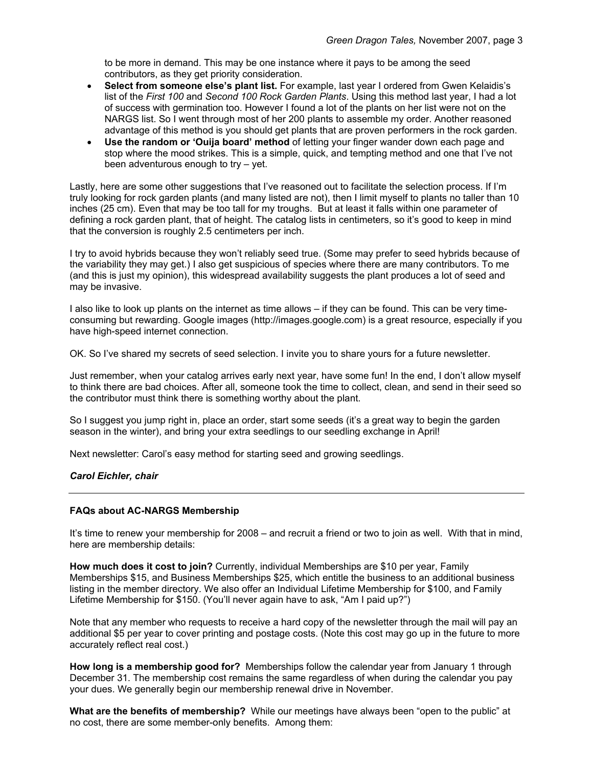to be more in demand. This may be one instance where it pays to be among the seed contributors, as they get priority consideration.

- **Select from someone else's plant list.** For example, last year I ordered from Gwen Kelaidis's list of the *First 100* and *Second 100 Rock Garden Plants*. Using this method last year, I had a lot of success with germination too. However I found a lot of the plants on her list were not on the NARGS list. So I went through most of her 200 plants to assemble my order. Another reasoned advantage of this method is you should get plants that are proven performers in the rock garden.
- **Use the random or 'Ouija board' method** of letting your finger wander down each page and stop where the mood strikes. This is a simple, quick, and tempting method and one that I've not been adventurous enough to try – yet.

Lastly, here are some other suggestions that I've reasoned out to facilitate the selection process. If I'm truly looking for rock garden plants (and many listed are not), then I limit myself to plants no taller than 10 inches (25 cm). Even that may be too tall for my troughs. But at least it falls within one parameter of defining a rock garden plant, that of height. The catalog lists in centimeters, so it's good to keep in mind that the conversion is roughly 2.5 centimeters per inch.

I try to avoid hybrids because they won't reliably seed true. (Some may prefer to seed hybrids because of the variability they may get.) I also get suspicious of species where there are many contributors. To me (and this is just my opinion), this widespread availability suggests the plant produces a lot of seed and may be invasive.

I also like to look up plants on the internet as time allows – if they can be found. This can be very time-consuming but rewarding. Google images (http://images.google.com) is a great resource, especially if you have high-speed internet connection.

OK. So I've shared my secrets of seed selection. I invite you to share yours for a future newsletter.

Just remember, when your catalog arrives early next year, have some fun! In the end, I don't allow myself to think there are bad choices. After all, someone took the time to collect, clean, and send in their seed so the contributor must think there is something worthy about the plant.

So I suggest you jump right in, place an order, start some seeds (it's a great way to begin the garden season in the winter), and bring your extra seedlings to our seedling exchange in April!

Next newsletter: Carol's easy method for starting seed and growing seedlings.

***Carol Eichler, chair***

---

### FAQs about AC-NARGS Membership

It's time to renew your membership for 2008 – and recruit a friend or two to join as well. With that in mind, here are membership details:

**How much does it cost to join?** Currently, individual Memberships are $10 per year, Family Memberships $15, and Business Memberships $25, which entitle the business to an additional business listing in the member directory. We also offer an Individual Lifetime Membership for $100, and Family Lifetime Membership for $150. (You'll never again have to ask, "Am I paid up?")

Note that any member who requests to receive a hard copy of the newsletter through the mail will pay an additional $5 per year to cover printing and postage costs. (Note this cost may go up in the future to more accurately reflect real cost.)

**How long is a membership good for?** Memberships follow the calendar year from January 1 through December 31. The membership cost remains the same regardless of when during the calendar you pay your dues. We generally begin our membership renewal drive in November.

**What are the benefits of membership?** While our meetings have always been "open to the public" at no cost, there are some member-only benefits. Among them: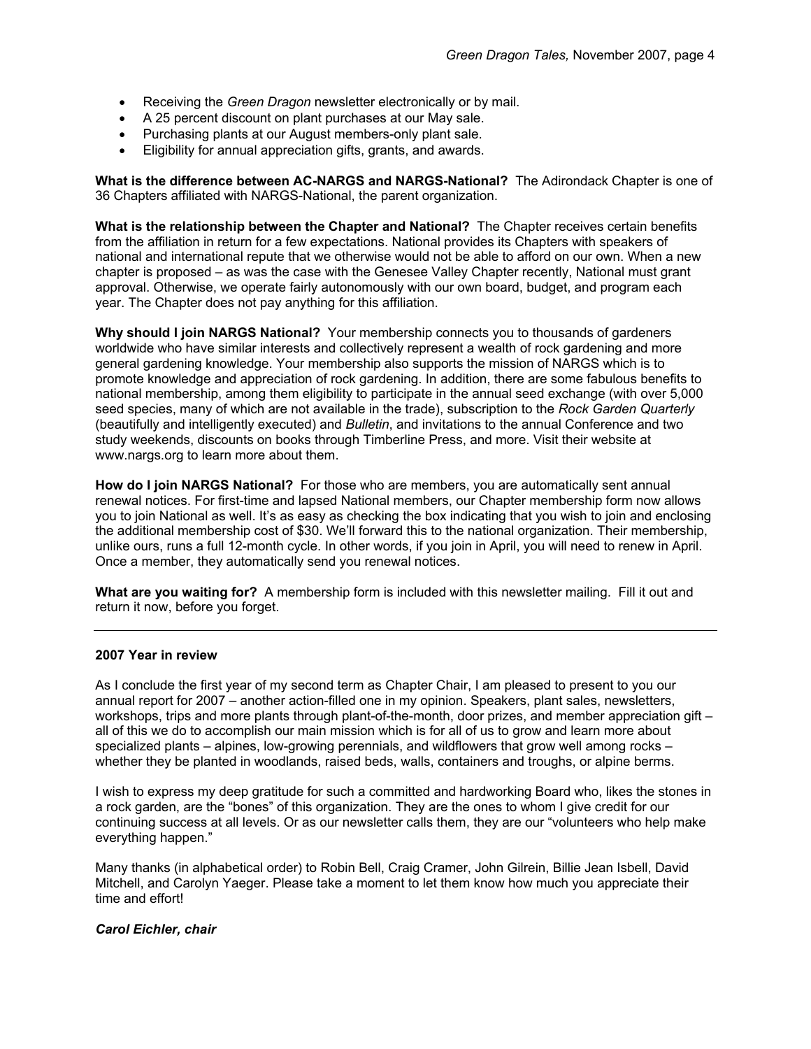- Receiving the *Green Dragon* newsletter electronically or by mail.
- A 25 percent discount on plant purchases at our May sale.
- Purchasing plants at our August members-only plant sale.
- Eligibility for annual appreciation gifts, grants, and awards.

**What is the difference between AC-NARGS and NARGS-National?** The Adirondack Chapter is one of 36 Chapters affiliated with NARGS-National, the parent organization.

**What is the relationship between the Chapter and National?** The Chapter receives certain benefits from the affiliation in return for a few expectations. National provides its Chapters with speakers of national and international repute that we otherwise would not be able to afford on our own. When a new chapter is proposed – as was the case with the Genesee Valley Chapter recently, National must grant approval. Otherwise, we operate fairly autonomously with our own board, budget, and program each year. The Chapter does not pay anything for this affiliation.

**Why should I join NARGS National?** Your membership connects you to thousands of gardeners worldwide who have similar interests and collectively represent a wealth of rock gardening and more general gardening knowledge. Your membership also supports the mission of NARGS which is to promote knowledge and appreciation of rock gardening. In addition, there are some fabulous benefits to national membership, among them eligibility to participate in the annual seed exchange (with over 5,000 seed species, many of which are not available in the trade), subscription to the *Rock Garden Quarterly* (beautifully and intelligently executed) and *Bulletin*, and invitations to the annual Conference and two study weekends, discounts on books through Timberline Press, and more. Visit their website at www.nargs.org to learn more about them.

**How do I join NARGS National?** For those who are members, you are automatically sent annual renewal notices. For first-time and lapsed National members, our Chapter membership form now allows you to join National as well. It's as easy as checking the box indicating that you wish to join and enclosing the additional membership cost of $30. We'll forward this to the national organization. Their membership, unlike ours, runs a full 12-month cycle. In other words, if you join in April, you will need to renew in April. Once a member, they automatically send you renewal notices.

**What are you waiting for?** A membership form is included with this newsletter mailing. Fill it out and return it now, before you forget.

---

**2007 Year in review**

As I conclude the first year of my second term as Chapter Chair, I am pleased to present to you our annual report for 2007 – another action-filled one in my opinion. Speakers, plant sales, newsletters, workshops, trips and more plants through plant-of-the-month, door prizes, and member appreciation gift – all of this we do to accomplish our main mission which is for all of us to grow and learn more about specialized plants – alpines, low-growing perennials, and wildflowers that grow well among rocks – whether they be planted in woodlands, raised beds, walls, containers and troughs, or alpine berms.

I wish to express my deep gratitude for such a committed and hardworking Board who, likes the stones in a rock garden, are the "bones" of this organization. They are the ones to whom I give credit for our continuing success at all levels. Or as our newsletter calls them, they are our "volunteers who help make everything happen."

Many thanks (in alphabetical order) to Robin Bell, Craig Cramer, John Gilrein, Billie Jean Isbell, David Mitchell, and Carolyn Yaeger. Please take a moment to let them know how much you appreciate their time and effort!

***Carol Eichler, chair***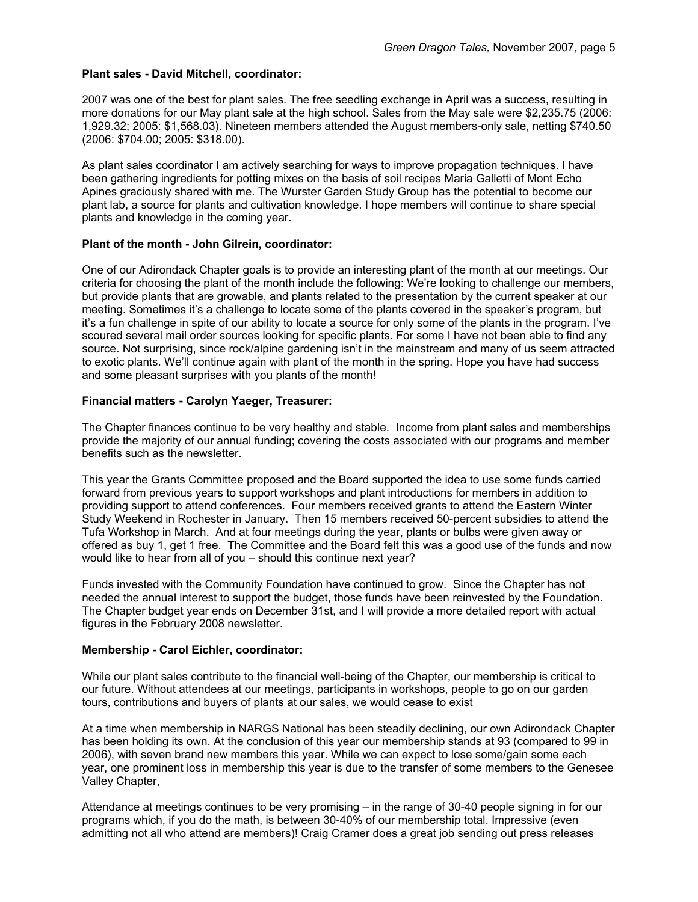**Plant sales - David Mitchell, coordinator:**

2007 was one of the best for plant sales. The free seedling exchange in April was a success, resulting in more donations for our May plant sale at the high school. Sales from the May sale were $2,235.75 (2006: 1,929.32; 2005: $1,568.03). Nineteen members attended the August members-only sale, netting $740.50 (2006: $704.00; 2005: $318.00).

As plant sales coordinator I am actively searching for ways to improve propagation techniques. I have been gathering ingredients for potting mixes on the basis of soil recipes Maria Galletti of Mont Echo Apines graciously shared with me. The Wurster Garden Study Group has the potential to become our plant lab, a source for plants and cultivation knowledge. I hope members will continue to share special plants and knowledge in the coming year.

**Plant of the month - John Gilrein, coordinator:**

One of our Adirondack Chapter goals is to provide an interesting plant of the month at our meetings. Our criteria for choosing the plant of the month include the following: We're looking to challenge our members, but provide plants that are growable, and plants related to the presentation by the current speaker at our meeting. Sometimes it's a challenge to locate some of the plants covered in the speaker's program, but it's a fun challenge in spite of our ability to locate a source for only some of the plants in the program. I've scoured several mail order sources looking for specific plants. For some I have not been able to find any source. Not surprising, since rock/alpine gardening isn't in the mainstream and many of us seem attracted to exotic plants. We'll continue again with plant of the month in the spring. Hope you have had success and some pleasant surprises with you plants of the month!

**Financial matters - Carolyn Yaeger, Treasurer:**

The Chapter finances continue to be very healthy and stable. Income from plant sales and memberships provide the majority of our annual funding; covering the costs associated with our programs and member benefits such as the newsletter.

This year the Grants Committee proposed and the Board supported the idea to use some funds carried forward from previous years to support workshops and plant introductions for members in addition to providing support to attend conferences. Four members received grants to attend the Eastern Winter Study Weekend in Rochester in January. Then 15 members received 50-percent subsidies to attend the Tufa Workshop in March. And at four meetings during the year, plants or bulbs were given away or offered as buy 1, get 1 free. The Committee and the Board felt this was a good use of the funds and now would like to hear from all of you – should this continue next year?

Funds invested with the Community Foundation have continued to grow. Since the Chapter has not needed the annual interest to support the budget, those funds have been reinvested by the Foundation. The Chapter budget year ends on December 31st, and I will provide a more detailed report with actual figures in the February 2008 newsletter.

**Membership - Carol Eichler, coordinator:**

While our plant sales contribute to the financial well-being of the Chapter, our membership is critical to our future. Without attendees at our meetings, participants in workshops, people to go on our garden tours, contributions and buyers of plants at our sales, we would cease to exist

At a time when membership in NARGS National has been steadily declining, our own Adirondack Chapter has been holding its own. At the conclusion of this year our membership stands at 93 (compared to 99 in 2006), with seven brand new members this year. While we can expect to lose some/gain some each year, one prominent loss in membership this year is due to the transfer of some members to the Genesee Valley Chapter,

Attendance at meetings continues to be very promising – in the range of 30-40 people signing in for our programs which, if you do the math, is between 30-40% of our membership total. Impressive (even admitting not all who attend are members)! Craig Cramer does a great job sending out press releases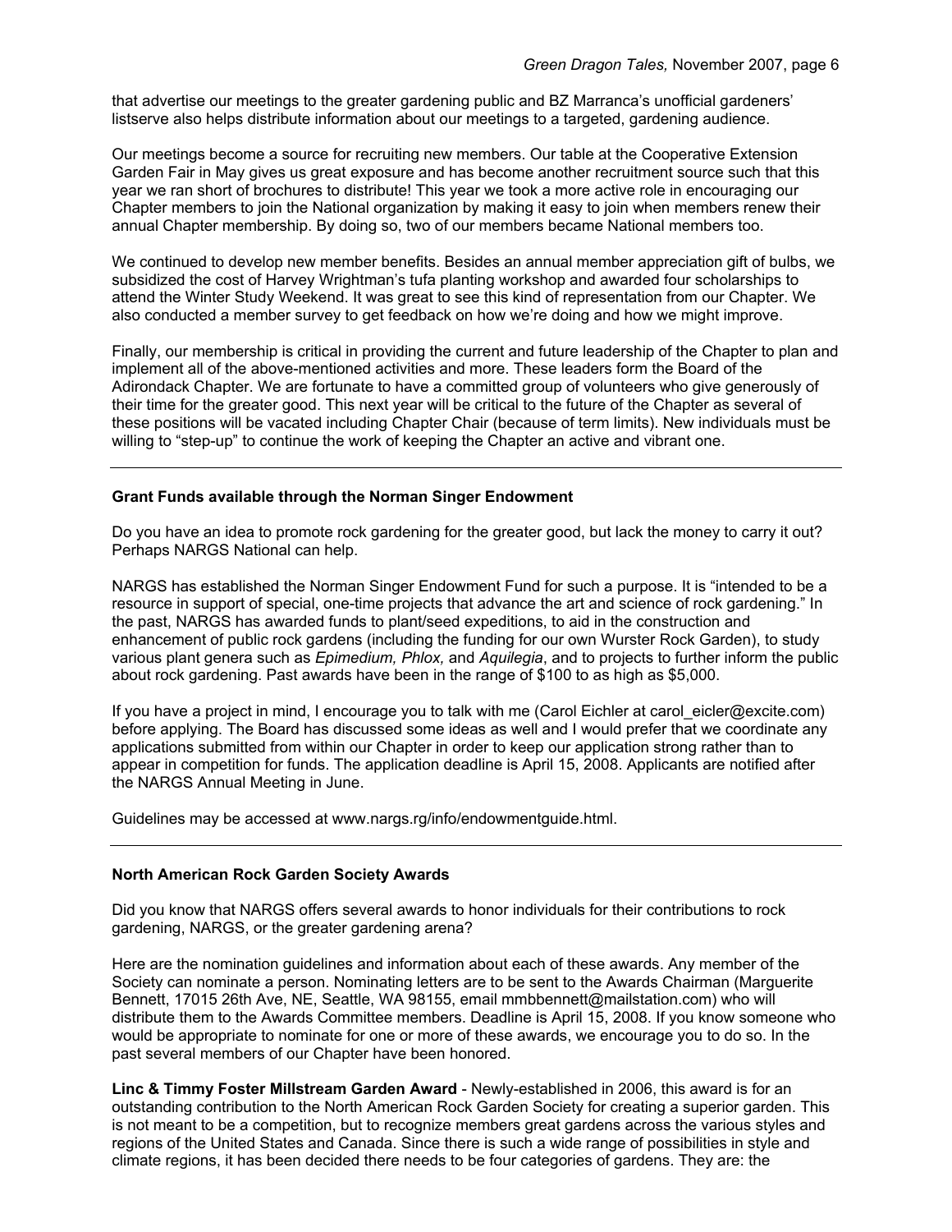that advertise our meetings to the greater gardening public and BZ Marranca's unofficial gardeners' listserve also helps distribute information about our meetings to a targeted, gardening audience.

Our meetings become a source for recruiting new members. Our table at the Cooperative Extension Garden Fair in May gives us great exposure and has become another recruitment source such that this year we ran short of brochures to distribute! This year we took a more active role in encouraging our Chapter members to join the National organization by making it easy to join when members renew their annual Chapter membership. By doing so, two of our members became National members too.

We continued to develop new member benefits. Besides an annual member appreciation gift of bulbs, we subsidized the cost of Harvey Wrightman's tufa planting workshop and awarded four scholarships to attend the Winter Study Weekend. It was great to see this kind of representation from our Chapter. We also conducted a member survey to get feedback on how we're doing and how we might improve.

Finally, our membership is critical in providing the current and future leadership of the Chapter to plan and implement all of the above-mentioned activities and more. These leaders form the Board of the Adirondack Chapter. We are fortunate to have a committed group of volunteers who give generously of their time for the greater good. This next year will be critical to the future of the Chapter as several of these positions will be vacated including Chapter Chair (because of term limits). New individuals must be willing to "step-up" to continue the work of keeping the Chapter an active and vibrant one.

---

**Grant Funds available through the Norman Singer Endowment**

Do you have an idea to promote rock gardening for the greater good, but lack the money to carry it out? Perhaps NARGS National can help.

NARGS has established the Norman Singer Endowment Fund for such a purpose. It is "intended to be a resource in support of special, one-time projects that advance the art and science of rock gardening." In the past, NARGS has awarded funds to plant/seed expeditions, to aid in the construction and enhancement of public rock gardens (including the funding for our own Wurster Rock Garden), to study various plant genera such as *Epimedium, Phlox,* and *Aquilegia*, and to projects to further inform the public about rock gardening. Past awards have been in the range of $100 to as high as $5,000.

If you have a project in mind, I encourage you to talk with me (Carol Eichler at carol_eicler@excite.com) before applying. The Board has discussed some ideas as well and I would prefer that we coordinate any applications submitted from within our Chapter in order to keep our application strong rather than to appear in competition for funds. The application deadline is April 15, 2008. Applicants are notified after the NARGS Annual Meeting in June.

Guidelines may be accessed at www.nargs.rg/info/endowmentguide.html.

---

**North American Rock Garden Society Awards**

Did you know that NARGS offers several awards to honor individuals for their contributions to rock gardening, NARGS, or the greater gardening arena?

Here are the nomination guidelines and information about each of these awards. Any member of the Society can nominate a person. Nominating letters are to be sent to the Awards Chairman (Marguerite Bennett, 17015 26th Ave, NE, Seattle, WA 98155, email mmbbennett@mailstation.com) who will distribute them to the Awards Committee members. Deadline is April 15, 2008. If you know someone who would be appropriate to nominate for one or more of these awards, we encourage you to do so. In the past several members of our Chapter have been honored.

**Linc & Timmy Foster Millstream Garden Award** - Newly-established in 2006, this award is for an outstanding contribution to the North American Rock Garden Society for creating a superior garden. This is not meant to be a competition, but to recognize members great gardens across the various styles and regions of the United States and Canada. Since there is such a wide range of possibilities in style and climate regions, it has been decided there needs to be four categories of gardens. They are: the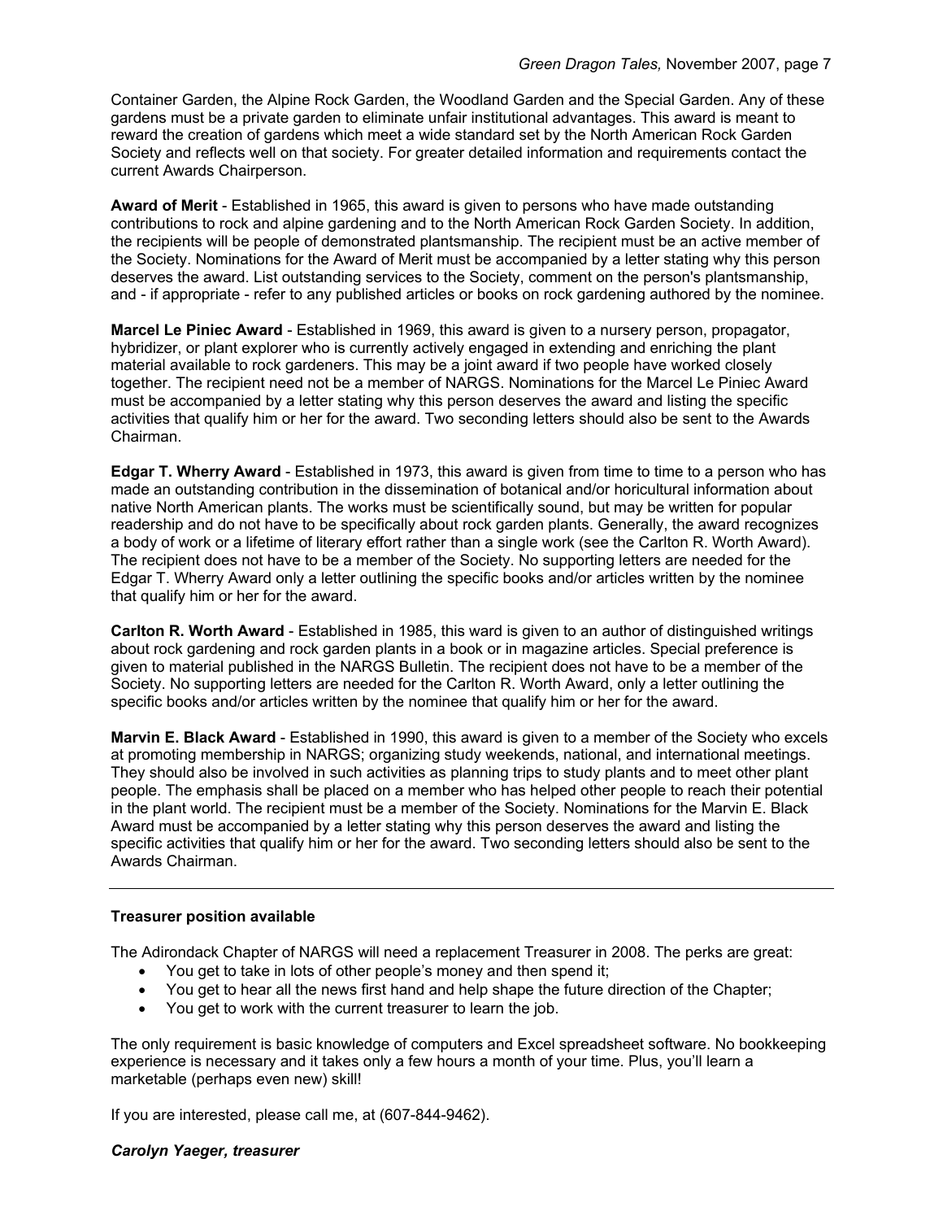Container Garden, the Alpine Rock Garden, the Woodland Garden and the Special Garden. Any of these gardens must be a private garden to eliminate unfair institutional advantages. This award is meant to reward the creation of gardens which meet a wide standard set by the North American Rock Garden Society and reflects well on that society. For greater detailed information and requirements contact the current Awards Chairperson.

**Award of Merit** - Established in 1965, this award is given to persons who have made outstanding contributions to rock and alpine gardening and to the North American Rock Garden Society. In addition, the recipients will be people of demonstrated plantsmanship. The recipient must be an active member of the Society. Nominations for the Award of Merit must be accompanied by a letter stating why this person deserves the award. List outstanding services to the Society, comment on the person's plantsmanship, and - if appropriate - refer to any published articles or books on rock gardening authored by the nominee.

**Marcel Le Piniec Award** - Established in 1969, this award is given to a nursery person, propagator, hybridizer, or plant explorer who is currently actively engaged in extending and enriching the plant material available to rock gardeners. This may be a joint award if two people have worked closely together. The recipient need not be a member of NARGS. Nominations for the Marcel Le Piniec Award must be accompanied by a letter stating why this person deserves the award and listing the specific activities that qualify him or her for the award. Two seconding letters should also be sent to the Awards Chairman.

**Edgar T. Wherry Award** - Established in 1973, this award is given from time to time to a person who has made an outstanding contribution in the dissemination of botanical and/or horicultural information about native North American plants. The works must be scientifically sound, but may be written for popular readership and do not have to be specifically about rock garden plants. Generally, the award recognizes a body of work or a lifetime of literary effort rather than a single work (see the Carlton R. Worth Award). The recipient does not have to be a member of the Society. No supporting letters are needed for the Edgar T. Wherry Award only a letter outlining the specific books and/or articles written by the nominee that qualify him or her for the award.

**Carlton R. Worth Award** - Established in 1985, this ward is given to an author of distinguished writings about rock gardening and rock garden plants in a book or in magazine articles. Special preference is given to material published in the NARGS Bulletin. The recipient does not have to be a member of the Society. No supporting letters are needed for the Carlton R. Worth Award, only a letter outlining the specific books and/or articles written by the nominee that qualify him or her for the award.

**Marvin E. Black Award** - Established in 1990, this award is given to a member of the Society who excels at promoting membership in NARGS; organizing study weekends, national, and international meetings. They should also be involved in such activities as planning trips to study plants and to meet other plant people. The emphasis shall be placed on a member who has helped other people to reach their potential in the plant world. The recipient must be a member of the Society. Nominations for the Marvin E. Black Award must be accompanied by a letter stating why this person deserves the award and listing the specific activities that qualify him or her for the award. Two seconding letters should also be sent to the Awards Chairman.

---

**Treasurer position available**

The Adirondack Chapter of NARGS will need a replacement Treasurer in 2008. The perks are great:

- You get to take in lots of other people's money and then spend it;
- You get to hear all the news first hand and help shape the future direction of the Chapter;
- You get to work with the current treasurer to learn the job.

The only requirement is basic knowledge of computers and Excel spreadsheet software. No bookkeeping experience is necessary and it takes only a few hours a month of your time. Plus, you'll learn a marketable (perhaps even new) skill!

If you are interested, please call me, at (607-844-9462).

***Carolyn Yaeger, treasurer***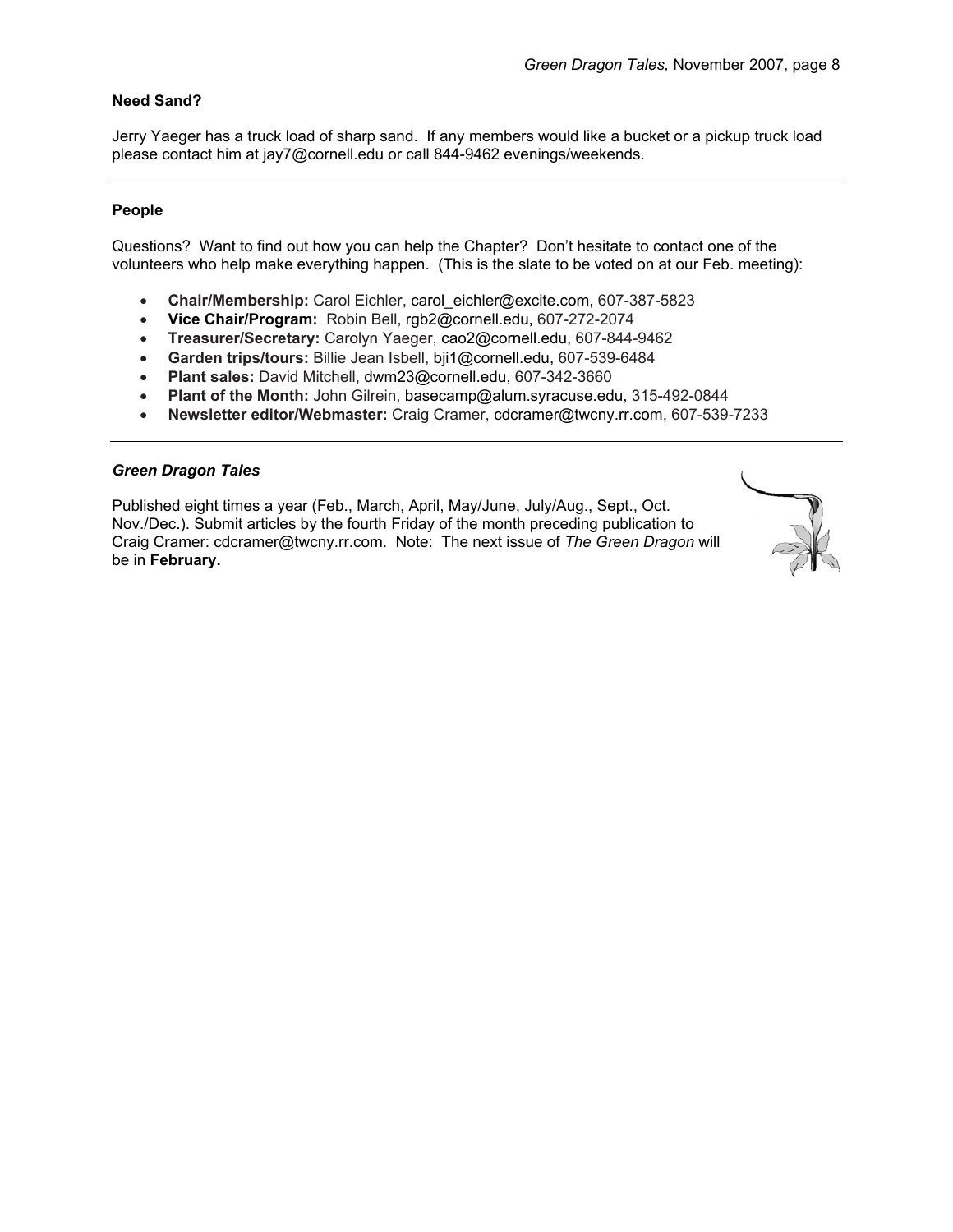### Need Sand?

Jerry Yaeger has a truck load of sharp sand. If any members would like a bucket or a pickup truck load please contact him at jay7@cornell.edu or call 844-9462 evenings/weekends.

---

### People

Questions? Want to find out how you can help the Chapter? Don't hesitate to contact one of the volunteers who help make everything happen. (This is the slate to be voted on at our Feb. meeting):

- **Chair/Membership:** Carol Eichler, carol_eichler@excite.com, 607-387-5823
- **Vice Chair/Program:** Robin Bell, rgb2@cornell.edu, 607-272-2074
- **Treasurer/Secretary:** Carolyn Yaeger, cao2@cornell.edu, 607-844-9462
- **Garden trips/tours:** Billie Jean Isbell, bji1@cornell.edu, 607-539-6484
- **Plant sales:** David Mitchell, dwm23@cornell.edu, 607-342-3660
- **Plant of the Month:** John Gilrein, basecamp@alum.syracuse.edu, 315-492-0844
- **Newsletter editor/Webmaster:** Craig Cramer, cdcramer@twcny.rr.com, 607-539-7233

---

### *Green Dragon Tales*

Published eight times a year (Feb., March, April, May/June, July/Aug., Sept., Oct. Nov./Dec.). Submit articles by the fourth Friday of the month preceding publication to Craig Cramer: cdcramer@twcny.rr.com. Note: The next issue of *The Green Dragon* will be in **February.**